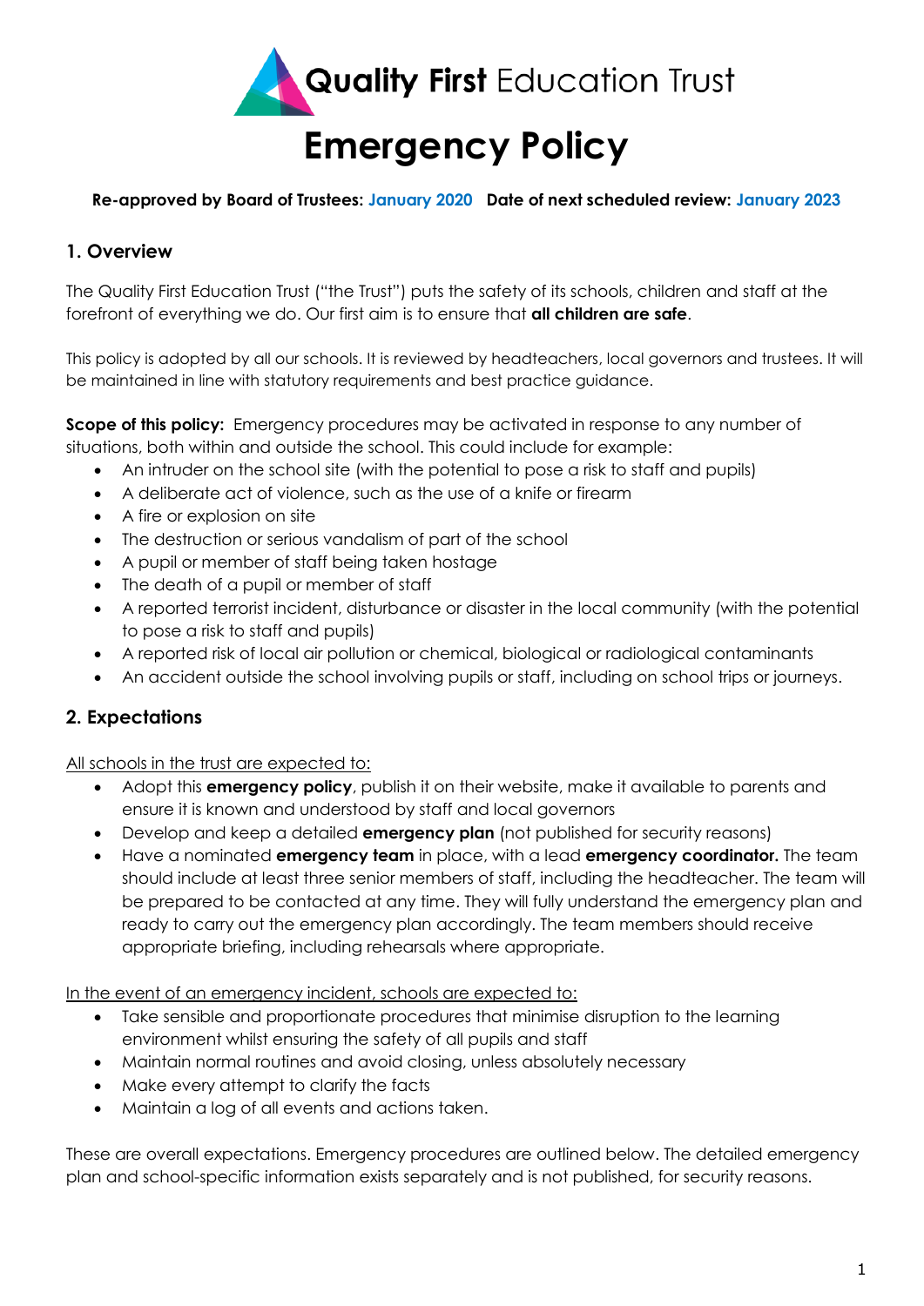**Quality First** Education Trust

# Emergency Policy

**Re-approved by Board of Trustees: January 2020 Date of next scheduled review: January 2023**

## 1. Overview

The Quality First Education Trust ("the Trust") puts the safety of its schools, children and staff at the forefront of everything we do. Our first aim is to ensure that **all children are safe**.

This policy is adopted by all our schools. It is reviewed by headteachers, local governors and trustees. It will be maintained in line with statutory requirements and best practice guidance.

**Scope of this policy:** Emergency procedures may be activated in response to any number of situations, both within and outside the school. This could include for example:

- An intruder on the school site (with the potential to pose a risk to staff and pupils)
- A deliberate act of violence, such as the use of a knife or firearm
- A fire or explosion on site
- The destruction or serious vandalism of part of the school
- A pupil or member of staff being taken hostage
- The death of a pupil or member of staff
- A reported terrorist incident, disturbance or disaster in the local community (with the potential to pose a risk to staff and pupils)
- A reported risk of local air pollution or chemical, biological or radiological contaminants
- An accident outside the school involving pupils or staff, including on school trips or journeys.

## 2. Expectations

<u>All schools in the trust are expected to:</u>

- Adopt this **emergency policy**, publish it on their website, make it available to parents and ensure it is known and understood by staff and local governors
- Develop and keep a detailed **emergency plan** (not published for security reasons)
- Have a nominated **emergency team** in place, with a lead **emergency coordinator.** The team should include at least three senior members of staff, including the headteacher. The team will be prepared to be contacted at any time. They will fully understand the emergency plan and ready to carry out the emergency plan accordingly. The team members should receive appropriate briefing, including rehearsals where appropriate.

<u>In the event of an emergency incident, schools are expected to:</u>

- Take sensible and proportionate procedures that minimise disruption to the learning environment whilst ensuring the safety of all pupils and staff
- Maintain normal routines and avoid closing, unless absolutely necessary
- Make every attempt to clarify the facts
- Maintain a log of all events and actions taken.

These are overall expectations. Emergency procedures are outlined below. The detailed emergency plan and school-specific information exists separately and is not published, for security reasons.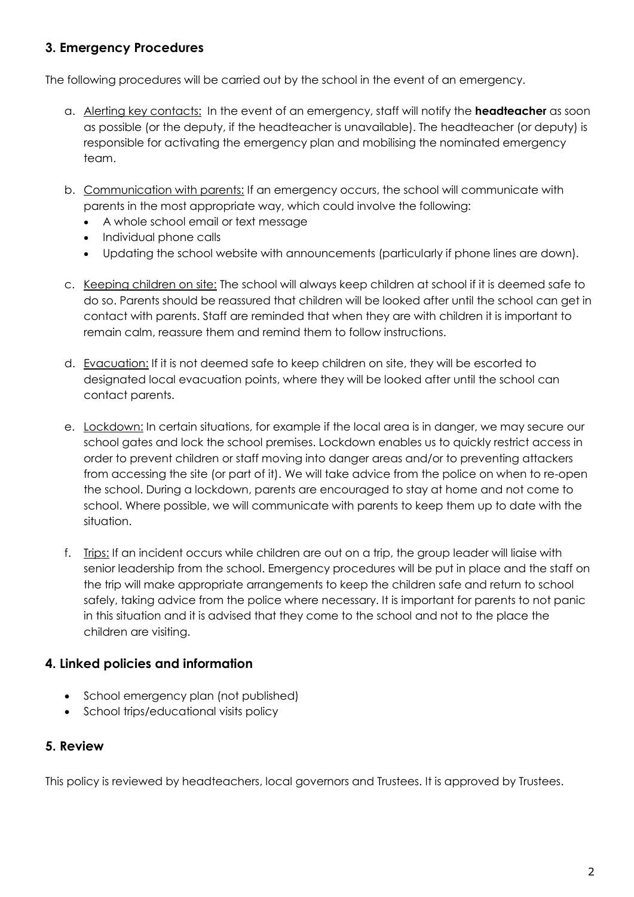## 3. Emergency Procedures

The following procedures will be carried out by the school in the event of an emergency.

a. Alerting key contacts: In the event of an emergency, staff will notify the **headteacher** as soon as possible (or the deputy, if the headteacher is unavailable). The headteacher (or deputy) is responsible for activating the emergency plan and mobilising the nominated emergency team.

b. Communication with parents: If an emergency occurs, the school will communicate with parents in the most appropriate way, which could involve the following:
   - A whole school email or text message
   - Individual phone calls
   - Updating the school website with announcements (particularly if phone lines are down).

c. Keeping children on site: The school will always keep children at school if it is deemed safe to do so. Parents should be reassured that children will be looked after until the school can get in contact with parents. Staff are reminded that when they are with children it is important to remain calm, reassure them and remind them to follow instructions.

d. Evacuation: If it is not deemed safe to keep children on site, they will be escorted to designated local evacuation points, where they will be looked after until the school can contact parents.

e. Lockdown: In certain situations, for example if the local area is in danger, we may secure our school gates and lock the school premises. Lockdown enables us to quickly restrict access in order to prevent children or staff moving into danger areas and/or to preventing attackers from accessing the site (or part of it). We will take advice from the police on when to re-open the school. During a lockdown, parents are encouraged to stay at home and not come to school. Where possible, we will communicate with parents to keep them up to date with the situation.

f. Trips: If an incident occurs while children are out on a trip, the group leader will liaise with senior leadership from the school. Emergency procedures will be put in place and the staff on the trip will make appropriate arrangements to keep the children safe and return to school safely, taking advice from the police where necessary. It is important for parents to not panic in this situation and it is advised that they come to the school and not to the place the children are visiting.

## 4. Linked policies and information

- School emergency plan (not published)
- School trips/educational visits policy

## 5. Review

This policy is reviewed by headteachers, local governors and Trustees. It is approved by Trustees.